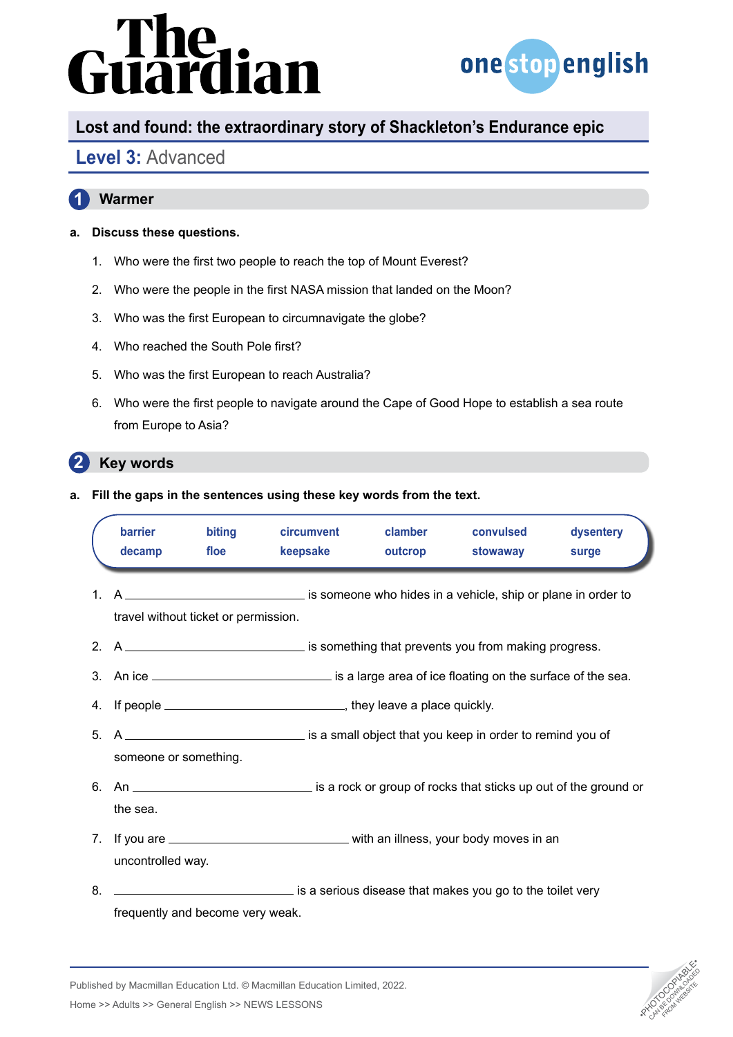# Lost and found: the extraordinary story of Shackleton's Endurance epic

## Level 3: Advanced

## 1 Warmer

**a. Discuss these questions.**

1. Who were the first two people to reach the top of Mount Everest?
2. Who were the people in the first NASA mission that landed on the Moon?
3. Who was the first European to circumnavigate the globe?
4. Who reached the South Pole first?
5. Who was the first European to reach Australia?
6. Who were the first people to navigate around the Cape of Good Hope to establish a sea route from Europe to Asia?

## 2 Key words

**a. Fill the gaps in the sentences using these key words from the text.**

| barrier | biting | circumvent | clamber | convulsed | dysentery |
|---|---|---|---|---|---|
| decamp | floe | keepsake | outcrop | stowaway | surge |

1. A ______________________ is someone who hides in a vehicle, ship or plane in order to travel without ticket or permission.
2. A ______________________ is something that prevents you from making progress.
3. An ice ______________________ is a large area of ice floating on the surface of the sea.
4. If people ______________________, they leave a place quickly.
5. A ______________________ is a small object that you keep in order to remind you of someone or something.
6. An ______________________ is a rock or group of rocks that sticks up out of the ground or the sea.
7. If you are ______________________ with an illness, your body moves in an uncontrolled way.
8. ______________________ is a serious disease that makes you go to the toilet very frequently and become very weak.

Published by Macmillan Education Ltd. © Macmillan Education Limited, 2022.

Home >> Adults >> General English >> NEWS LESSONS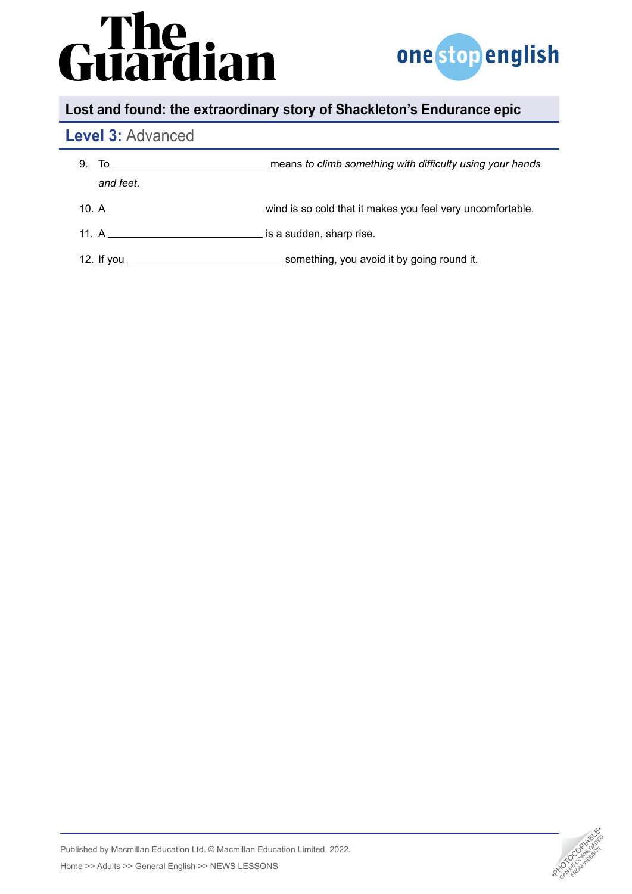9. To ______________________ means *to climb something with difficulty using your hands and feet*.
10. A ______________________ wind is so cold that it makes you feel very uncomfortable.
11. A ______________________ is a sudden, sharp rise.
12. If you ______________________ something, you avoid it by going round it.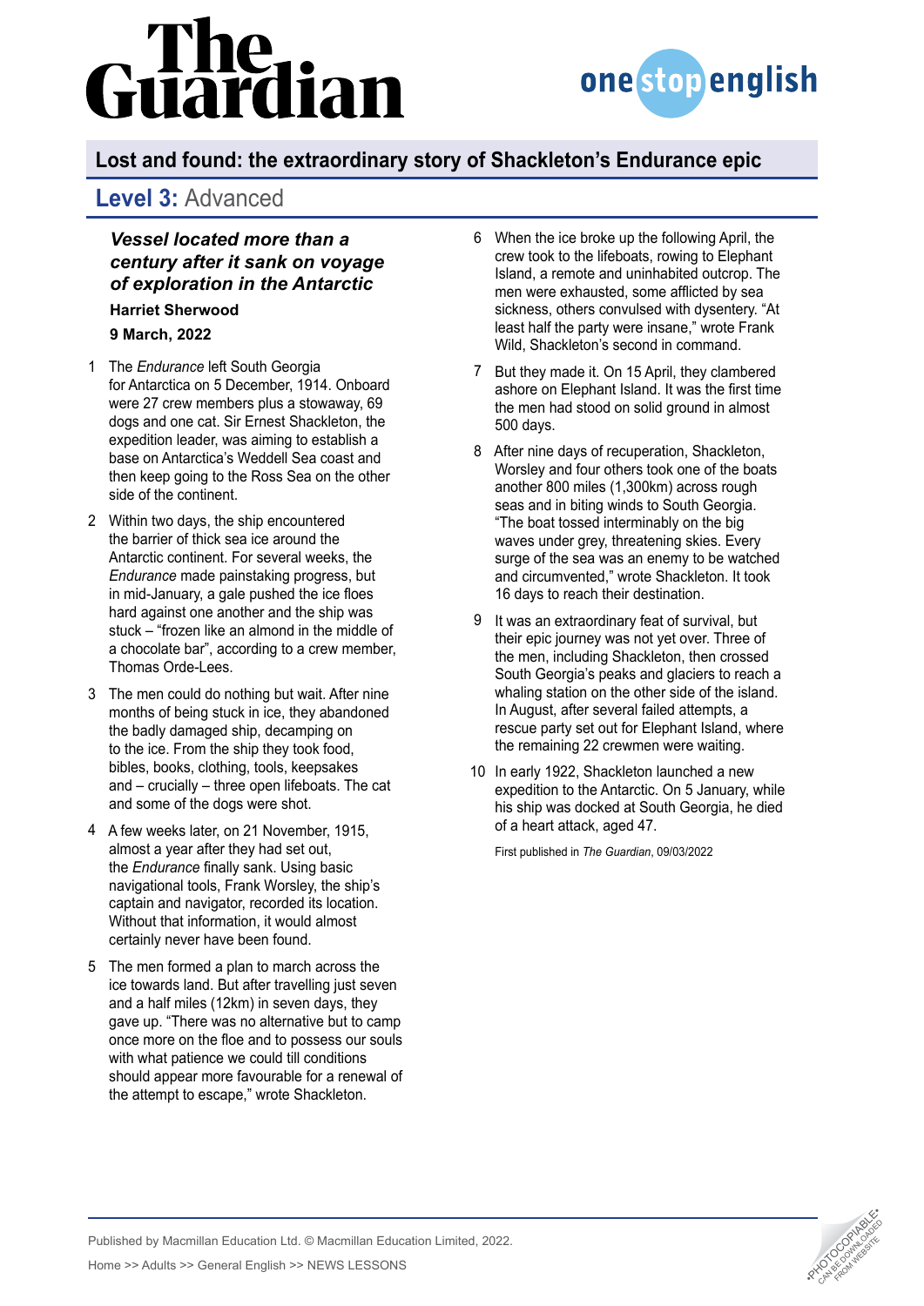# Lost and found: the extraordinary story of Shackleton's Endurance epic

## Level 3: Advanced

### *Vessel located more than a century after it sank on voyage of exploration in the Antarctic*

**Harriet Sherwood**

**9 March, 2022**

1. The *Endurance* left South Georgia for Antarctica on 5 December, 1914. Onboard were 27 crew members plus a stowaway, 69 dogs and one cat. Sir Ernest Shackleton, the expedition leader, was aiming to establish a base on Antarctica's Weddell Sea coast and then keep going to the Ross Sea on the other side of the continent.

2. Within two days, the ship encountered the barrier of thick sea ice around the Antarctic continent. For several weeks, the *Endurance* made painstaking progress, but in mid-January, a gale pushed the ice floes hard against one another and the ship was stuck – "frozen like an almond in the middle of a chocolate bar", according to a crew member, Thomas Orde-Lees.

3. The men could do nothing but wait. After nine months of being stuck in ice, they abandoned the badly damaged ship, decamping on to the ice. From the ship they took food, bibles, books, clothing, tools, keepsakes and – crucially – three open lifeboats. The cat and some of the dogs were shot.

4. A few weeks later, on 21 November, 1915, almost a year after they had set out, the *Endurance* finally sank. Using basic navigational tools, Frank Worsley, the ship's captain and navigator, recorded its location. Without that information, it would almost certainly never have been found.

5. The men formed a plan to march across the ice towards land. But after travelling just seven and a half miles (12km) in seven days, they gave up. "There was no alternative but to camp once more on the floe and to possess our souls with what patience we could till conditions should appear more favourable for a renewal of the attempt to escape," wrote Shackleton.

6. When the ice broke up the following April, the crew took to the lifeboats, rowing to Elephant Island, a remote and uninhabited outcrop. The men were exhausted, some afflicted by sea sickness, others convulsed with dysentery. "At least half the party were insane," wrote Frank Wild, Shackleton's second in command.

7. But they made it. On 15 April, they clambered ashore on Elephant Island. It was the first time the men had stood on solid ground in almost 500 days.

8. After nine days of recuperation, Shackleton, Worsley and four others took one of the boats another 800 miles (1,300km) across rough seas and in biting winds to South Georgia. "The boat tossed interminably on the big waves under grey, threatening skies. Every surge of the sea was an enemy to be watched and circumvented," wrote Shackleton. It took 16 days to reach their destination.

9. It was an extraordinary feat of survival, but their epic journey was not yet over. Three of the men, including Shackleton, then crossed South Georgia's peaks and glaciers to reach a whaling station on the other side of the island. In August, after several failed attempts, a rescue party set out for Elephant Island, where the remaining 22 crewmen were waiting.

10. In early 1922, Shackleton launched a new expedition to the Antarctic. On 5 January, while his ship was docked at South Georgia, he died of a heart attack, aged 47.

First published in *The Guardian*, 09/03/2022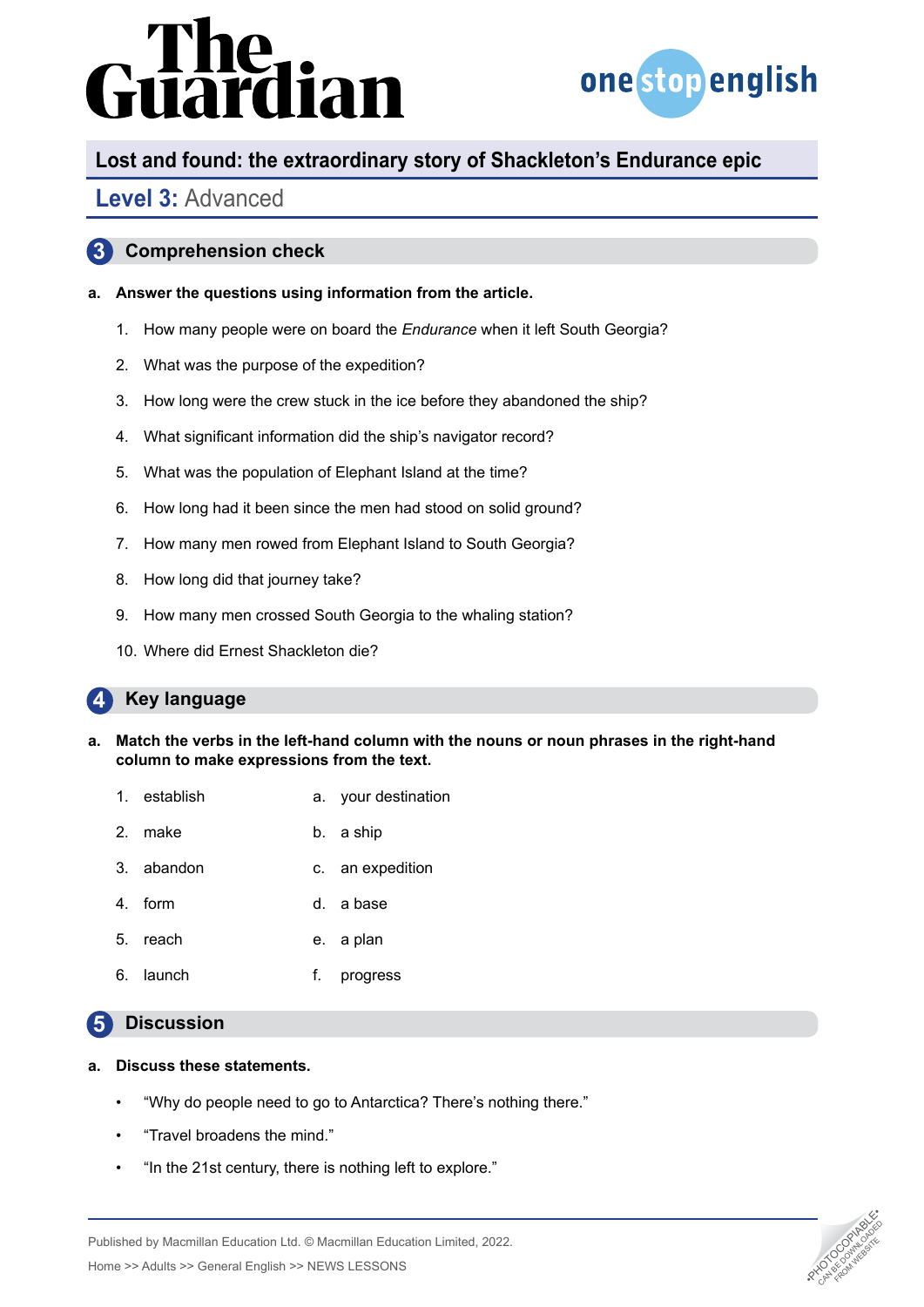# Lost and found: the extraordinary story of Shackleton's Endurance epic

## Level 3: Advanced

## 3 Comprehension check

**a. Answer the questions using information from the article.**

1. How many people were on board the *Endurance* when it left South Georgia?
2. What was the purpose of the expedition?
3. How long were the crew stuck in the ice before they abandoned the ship?
4. What significant information did the ship's navigator record?
5. What was the population of Elephant Island at the time?
6. How long had it been since the men had stood on solid ground?
7. How many men rowed from Elephant Island to South Georgia?
8. How long did that journey take?
9. How many men crossed South Georgia to the whaling station?
10. Where did Ernest Shackleton die?

## 4 Key language

**a. Match the verbs in the left-hand column with the nouns or noun phrases in the right-hand column to make expressions from the text.**

| | |
|---|---|
| 1. establish | a. your destination |
| 2. make | b. a ship |
| 3. abandon | c. an expedition |
| 4. form | d. a base |
| 5. reach | e. a plan |
| 6. launch | f. progress |

## 5 Discussion

**a. Discuss these statements.**

- "Why do people need to go to Antarctica? There's nothing there."
- "Travel broadens the mind."
- "In the 21st century, there is nothing left to explore."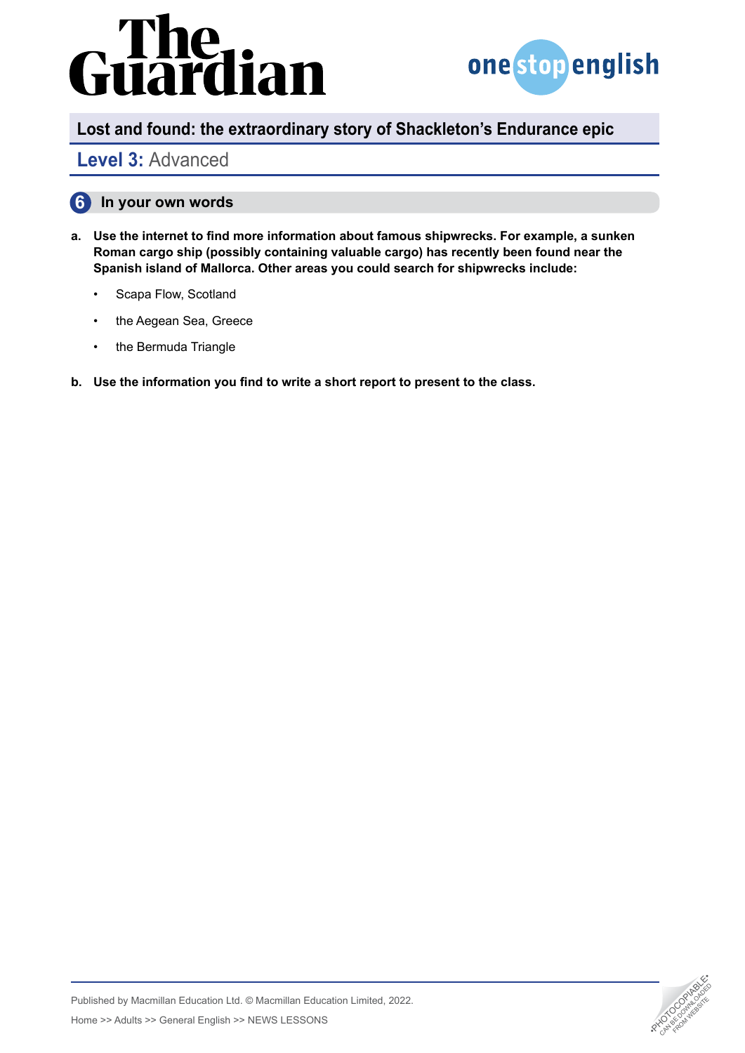## 6 In your own words

**a. Use the internet to find more information about famous shipwrecks. For example, a sunken Roman cargo ship (possibly containing valuable cargo) has recently been found near the Spanish island of Mallorca. Other areas you could search for shipwrecks include:**

- Scapa Flow, Scotland
- the Aegean Sea, Greece
- the Bermuda Triangle

**b. Use the information you find to write a short report to present to the class.**